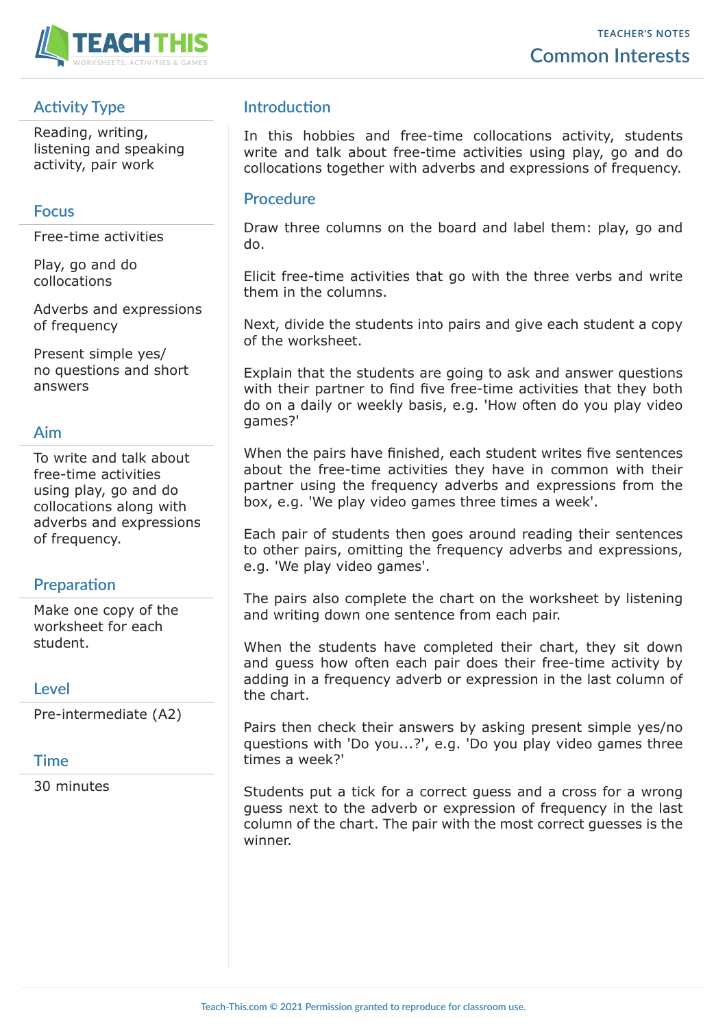TEACHER'S NOTES

# Common Interests

## Activity Type

Reading, writing, listening and speaking activity, pair work

## Focus

Free-time activities

Play, go and do collocations

Adverbs and expressions of frequency

Present simple yes/no questions and short answers

## Aim

To write and talk about free-time activities using play, go and do collocations along with adverbs and expressions of frequency.

## Preparation

Make one copy of the worksheet for each student.

## Level

Pre-intermediate (A2)

## Time

30 minutes

## Introduction

In this hobbies and free-time collocations activity, students write and talk about free-time activities using play, go and do collocations together with adverbs and expressions of frequency.

## Procedure

Draw three columns on the board and label them: play, go and do.

Elicit free-time activities that go with the three verbs and write them in the columns.

Next, divide the students into pairs and give each student a copy of the worksheet.

Explain that the students are going to ask and answer questions with their partner to find five free-time activities that they both do on a daily or weekly basis, e.g. 'How often do you play video games?'

When the pairs have finished, each student writes five sentences about the free-time activities they have in common with their partner using the frequency adverbs and expressions from the box, e.g. 'We play video games three times a week'.

Each pair of students then goes around reading their sentences to other pairs, omitting the frequency adverbs and expressions, e.g. 'We play video games'.

The pairs also complete the chart on the worksheet by listening and writing down one sentence from each pair.

When the students have completed their chart, they sit down and guess how often each pair does their free-time activity by adding in a frequency adverb or expression in the last column of the chart.

Pairs then check their answers by asking present simple yes/no questions with 'Do you...?', e.g. 'Do you play video games three times a week?'

Students put a tick for a correct guess and a cross for a wrong guess next to the adverb or expression of frequency in the last column of the chart. The pair with the most correct guesses is the winner.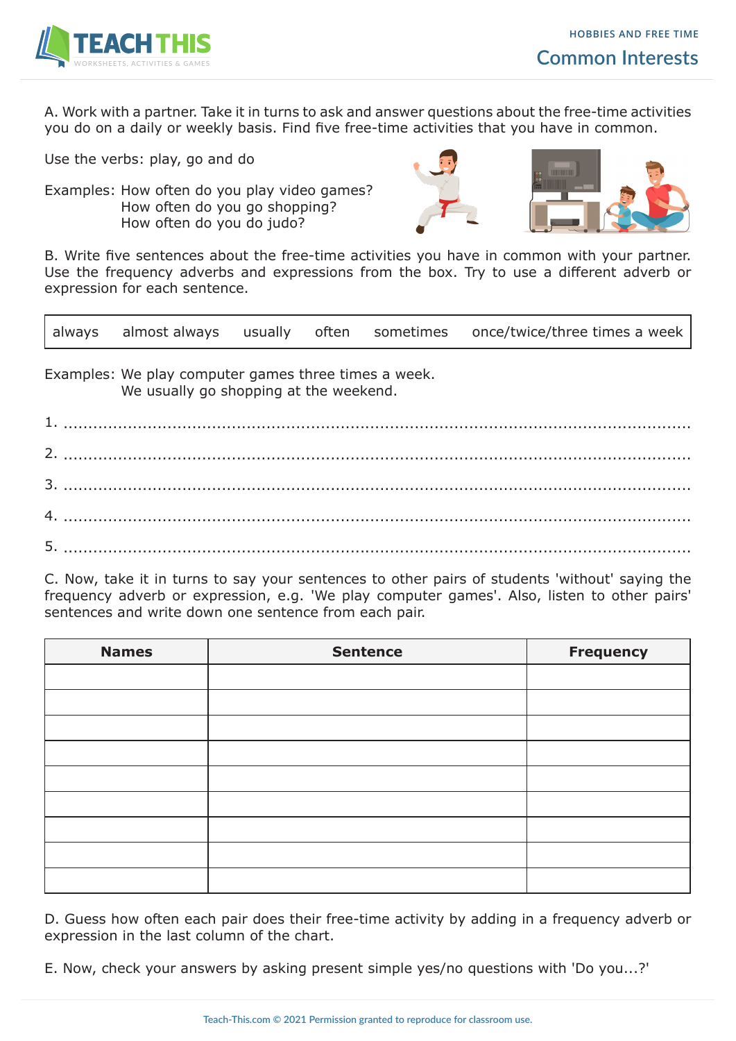# HOBBIES AND FREE TIME

## Common Interests

A. Work with a partner. Take it in turns to ask and answer questions about the free-time activities you do on a daily or weekly basis. Find five free-time activities that you have in common.

Use the verbs: play, go and do

Examples: How often do you play video games?
How often do you go shopping?
How often do you do judo?

B. Write five sentences about the free-time activities you have in common with your partner. Use the frequency adverbs and expressions from the box. Try to use a different adverb or expression for each sentence.

| | | | | | |
|---|---|---|---|---|---|
| always | almost always | usually | often | sometimes | once/twice/three times a week |

Examples: We play computer games three times a week.
We usually go shopping at the weekend.

1. ................................................................................................................
2. ................................................................................................................
3. ................................................................................................................
4. ................................................................................................................
5. ................................................................................................................

C. Now, take it in turns to say your sentences to other pairs of students 'without' saying the frequency adverb or expression, e.g. 'We play computer games'. Also, listen to other pairs' sentences and write down one sentence from each pair.

| Names | Sentence | Frequency |
|---|---|---|
| | | |
| | | |
| | | |
| | | |
| | | |
| | | |
| | | |
| | | |
| | | |

D. Guess how often each pair does their free-time activity by adding in a frequency adverb or expression in the last column of the chart.

E. Now, check your answers by asking present simple yes/no questions with 'Do you...?'